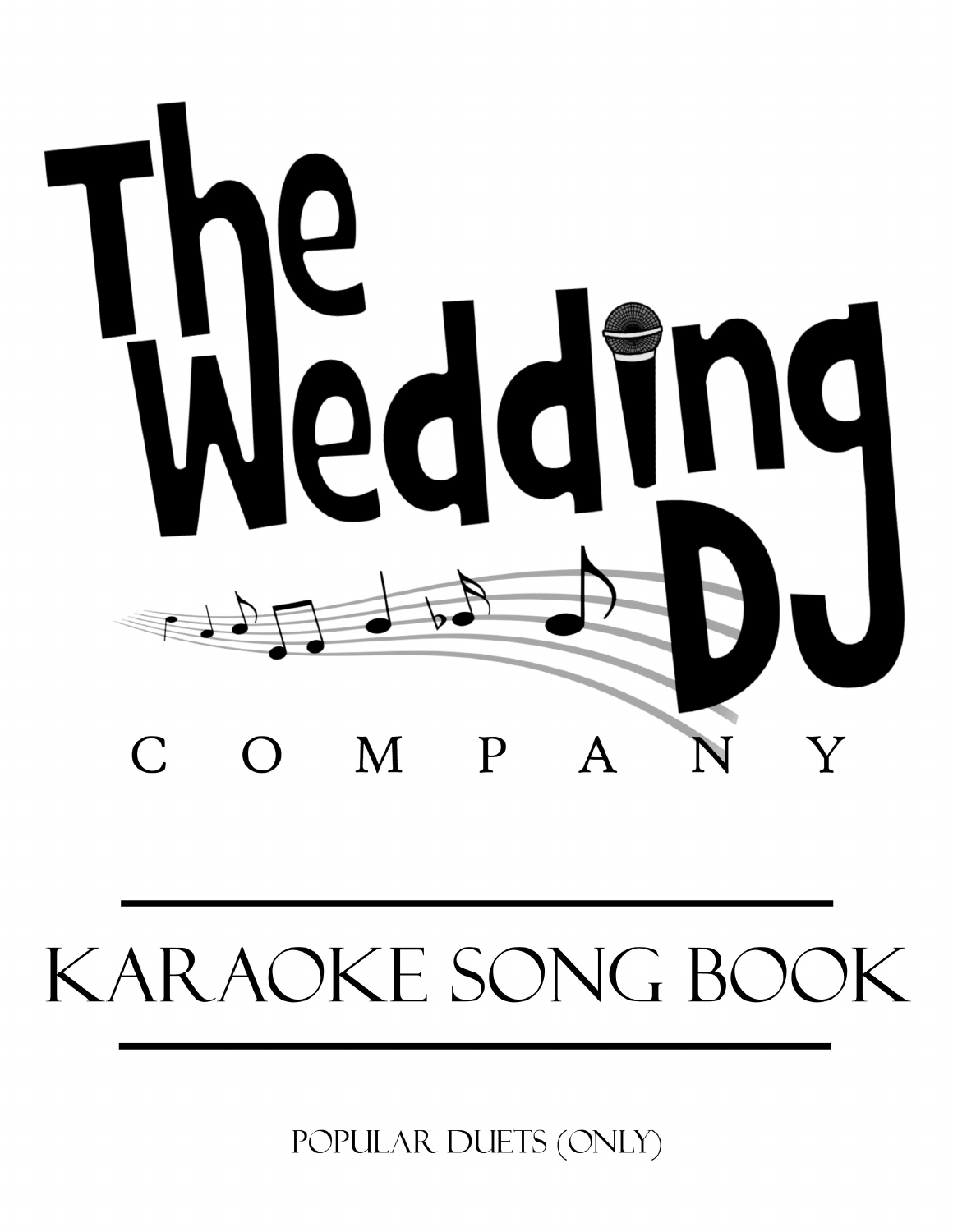# The Wedding DJ

COMPANY

---

## KARAOKE SONG BOOK

---

POPULAR DUETS (ONLY)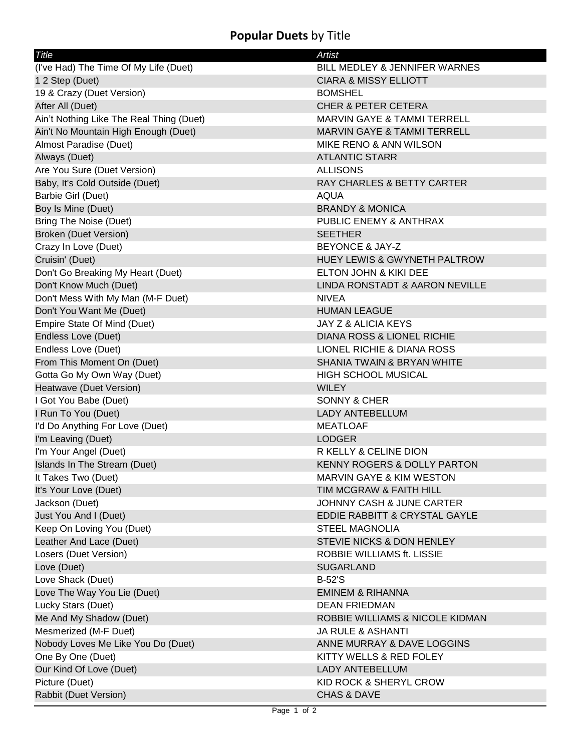# **Popular Duets** by Title

| *Title* | *Artist* |
|---|---|
| (I've Had) The Time Of My Life (Duet) | BILL MEDLEY & JENNIFER WARNES |
| 1 2 Step (Duet) | CIARA & MISSY ELLIOTT |
| 19 & Crazy (Duet Version) | BOMSHEL |
| After All (Duet) | CHER & PETER CETERA |
| Ain’t Nothing Like The Real Thing (Duet) | MARVIN GAYE & TAMMI TERRELL |
| Ain't No Mountain High Enough (Duet) | MARVIN GAYE & TAMMI TERRELL |
| Almost Paradise (Duet) | MIKE RENO & ANN WILSON |
| Always (Duet) | ATLANTIC STARR |
| Are You Sure (Duet Version) | ALLISONS |
| Baby, It's Cold Outside (Duet) | RAY CHARLES & BETTY CARTER |
| Barbie Girl (Duet) | AQUA |
| Boy Is Mine (Duet) | BRANDY & MONICA |
| Bring The Noise (Duet) | PUBLIC ENEMY & ANTHRAX |
| Broken (Duet Version) | SEETHER |
| Crazy In Love (Duet) | BEYONCE & JAY-Z |
| Cruisin' (Duet) | HUEY LEWIS & GWYNETH PALTROW |
| Don't Go Breaking My Heart (Duet) | ELTON JOHN & KIKI DEE |
| Don't Know Much (Duet) | LINDA RONSTADT & AARON NEVILLE |
| Don't Mess With My Man (M-F Duet) | NIVEA |
| Don't You Want Me (Duet) | HUMAN LEAGUE |
| Empire State Of Mind (Duet) | JAY Z & ALICIA KEYS |
| Endless Love (Duet) | DIANA ROSS & LIONEL RICHIE |
| Endless Love (Duet) | LIONEL RICHIE & DIANA ROSS |
| From This Moment On (Duet) | SHANIA TWAIN & BRYAN WHITE |
| Gotta Go My Own Way (Duet) | HIGH SCHOOL MUSICAL |
| Heatwave (Duet Version) | WILEY |
| I Got You Babe (Duet) | SONNY & CHER |
| I Run To You (Duet) | LADY ANTEBELLUM |
| I'd Do Anything For Love (Duet) | MEATLOAF |
| I'm Leaving (Duet) | LODGER |
| I'm Your Angel (Duet) | R KELLY & CELINE DION |
| Islands In The Stream (Duet) | KENNY ROGERS & DOLLY PARTON |
| It Takes Two (Duet) | MARVIN GAYE & KIM WESTON |
| It's Your Love (Duet) | TIM MCGRAW & FAITH HILL |
| Jackson (Duet) | JOHNNY CASH & JUNE CARTER |
| Just You And I (Duet) | EDDIE RABBITT & CRYSTAL GAYLE |
| Keep On Loving You (Duet) | STEEL MAGNOLIA |
| Leather And Lace (Duet) | STEVIE NICKS & DON HENLEY |
| Losers (Duet Version) | ROBBIE WILLIAMS ft. LISSIE |
| Love (Duet) | SUGARLAND |
| Love Shack (Duet) | B-52'S |
| Love The Way You Lie (Duet) | EMINEM & RIHANNA |
| Lucky Stars (Duet) | DEAN FRIEDMAN |
| Me And My Shadow (Duet) | ROBBIE WILLIAMS & NICOLE KIDMAN |
| Mesmerized (M-F Duet) | JA RULE & ASHANTI |
| Nobody Loves Me Like You Do (Duet) | ANNE MURRAY & DAVE LOGGINS |
| One By One (Duet) | KITTY WELLS & RED FOLEY |
| Our Kind Of Love (Duet) | LADY ANTEBELLUM |
| Picture (Duet) | KID ROCK & SHERYL CROW |
| Rabbit (Duet Version) | CHAS & DAVE |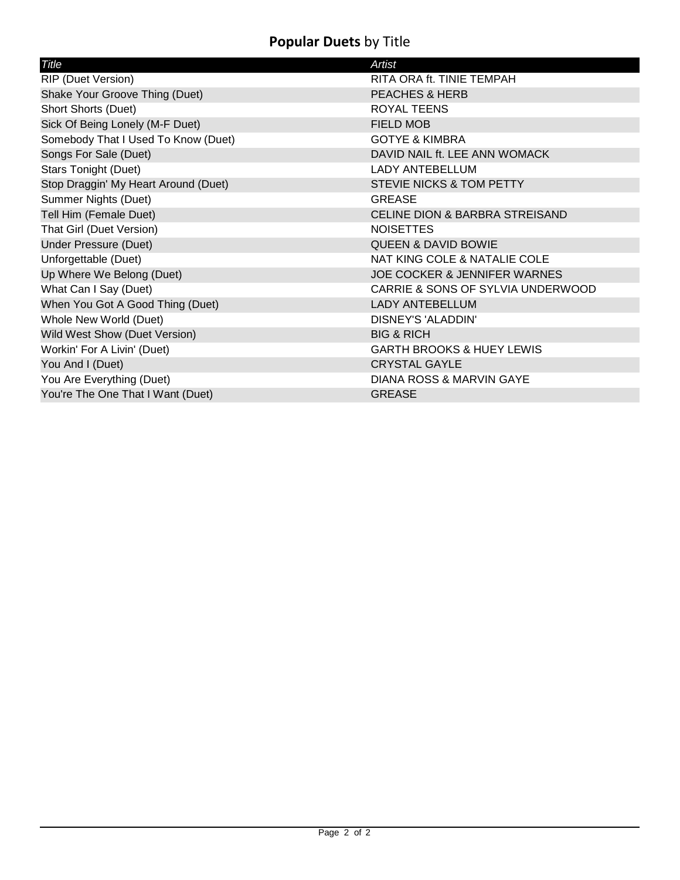# **Popular Duets** by Title

| *Title* | *Artist* |
|---|---|
| RIP (Duet Version) | RITA ORA ft. TINIE TEMPAH |
| Shake Your Groove Thing (Duet) | PEACHES & HERB |
| Short Shorts (Duet) | ROYAL TEENS |
| Sick Of Being Lonely (M-F Duet) | FIELD MOB |
| Somebody That I Used To Know (Duet) | GOTYE & KIMBRA |
| Songs For Sale (Duet) | DAVID NAIL ft. LEE ANN WOMACK |
| Stars Tonight (Duet) | LADY ANTEBELLUM |
| Stop Draggin' My Heart Around (Duet) | STEVIE NICKS & TOM PETTY |
| Summer Nights (Duet) | GREASE |
| Tell Him (Female Duet) | CELINE DION & BARBRA STREISAND |
| That Girl (Duet Version) | NOISETTES |
| Under Pressure (Duet) | QUEEN & DAVID BOWIE |
| Unforgettable (Duet) | NAT KING COLE & NATALIE COLE |
| Up Where We Belong (Duet) | JOE COCKER & JENNIFER WARNES |
| What Can I Say (Duet) | CARRIE & SONS OF SYLVIA UNDERWOOD |
| When You Got A Good Thing (Duet) | LADY ANTEBELLUM |
| Whole New World (Duet) | DISNEY'S 'ALADDIN' |
| Wild West Show (Duet Version) | BIG & RICH |
| Workin' For A Livin' (Duet) | GARTH BROOKS & HUEY LEWIS |
| You And I (Duet) | CRYSTAL GAYLE |
| You Are Everything (Duet) | DIANA ROSS & MARVIN GAYE |
| You're The One That I Want (Duet) | GREASE |